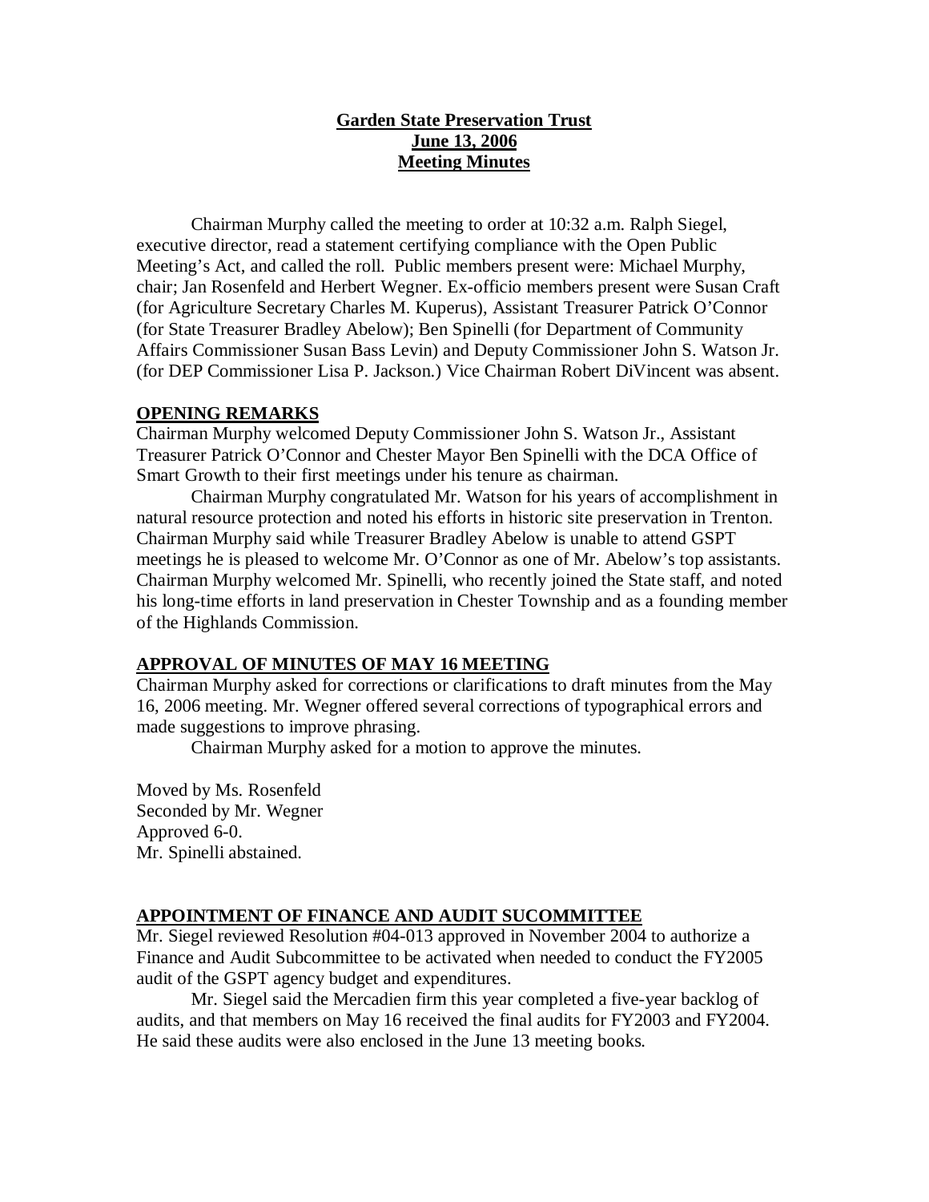# Garden State Preservation Trust
## June 13, 2006
## Meeting Minutes

Chairman Murphy called the meeting to order at 10:32 a.m. Ralph Siegel, executive director, read a statement certifying compliance with the Open Public Meeting's Act, and called the roll. Public members present were: Michael Murphy, chair; Jan Rosenfeld and Herbert Wegner. Ex-officio members present were Susan Craft (for Agriculture Secretary Charles M. Kuperus), Assistant Treasurer Patrick O'Connor (for State Treasurer Bradley Abelow); Ben Spinelli (for Department of Community Affairs Commissioner Susan Bass Levin) and Deputy Commissioner John S. Watson Jr. (for DEP Commissioner Lisa P. Jackson.) Vice Chairman Robert DiVincent was absent.

### OPENING REMARKS

Chairman Murphy welcomed Deputy Commissioner John S. Watson Jr., Assistant Treasurer Patrick O'Connor and Chester Mayor Ben Spinelli with the DCA Office of Smart Growth to their first meetings under his tenure as chairman.

Chairman Murphy congratulated Mr. Watson for his years of accomplishment in natural resource protection and noted his efforts in historic site preservation in Trenton. Chairman Murphy said while Treasurer Bradley Abelow is unable to attend GSPT meetings he is pleased to welcome Mr. O'Connor as one of Mr. Abelow's top assistants. Chairman Murphy welcomed Mr. Spinelli, who recently joined the State staff, and noted his long-time efforts in land preservation in Chester Township and as a founding member of the Highlands Commission.

### APPROVAL OF MINUTES OF MAY 16 MEETING

Chairman Murphy asked for corrections or clarifications to draft minutes from the May 16, 2006 meeting. Mr. Wegner offered several corrections of typographical errors and made suggestions to improve phrasing.

Chairman Murphy asked for a motion to approve the minutes.

Moved by Ms. Rosenfeld
Seconded by Mr. Wegner
Approved 6-0.
Mr. Spinelli abstained.

### APPOINTMENT OF FINANCE AND AUDIT SUCOMMITTEE

Mr. Siegel reviewed Resolution #04-013 approved in November 2004 to authorize a Finance and Audit Subcommittee to be activated when needed to conduct the FY2005 audit of the GSPT agency budget and expenditures.

Mr. Siegel said the Mercadien firm this year completed a five-year backlog of audits, and that members on May 16 received the final audits for FY2003 and FY2004. He said these audits were also enclosed in the June 13 meeting books.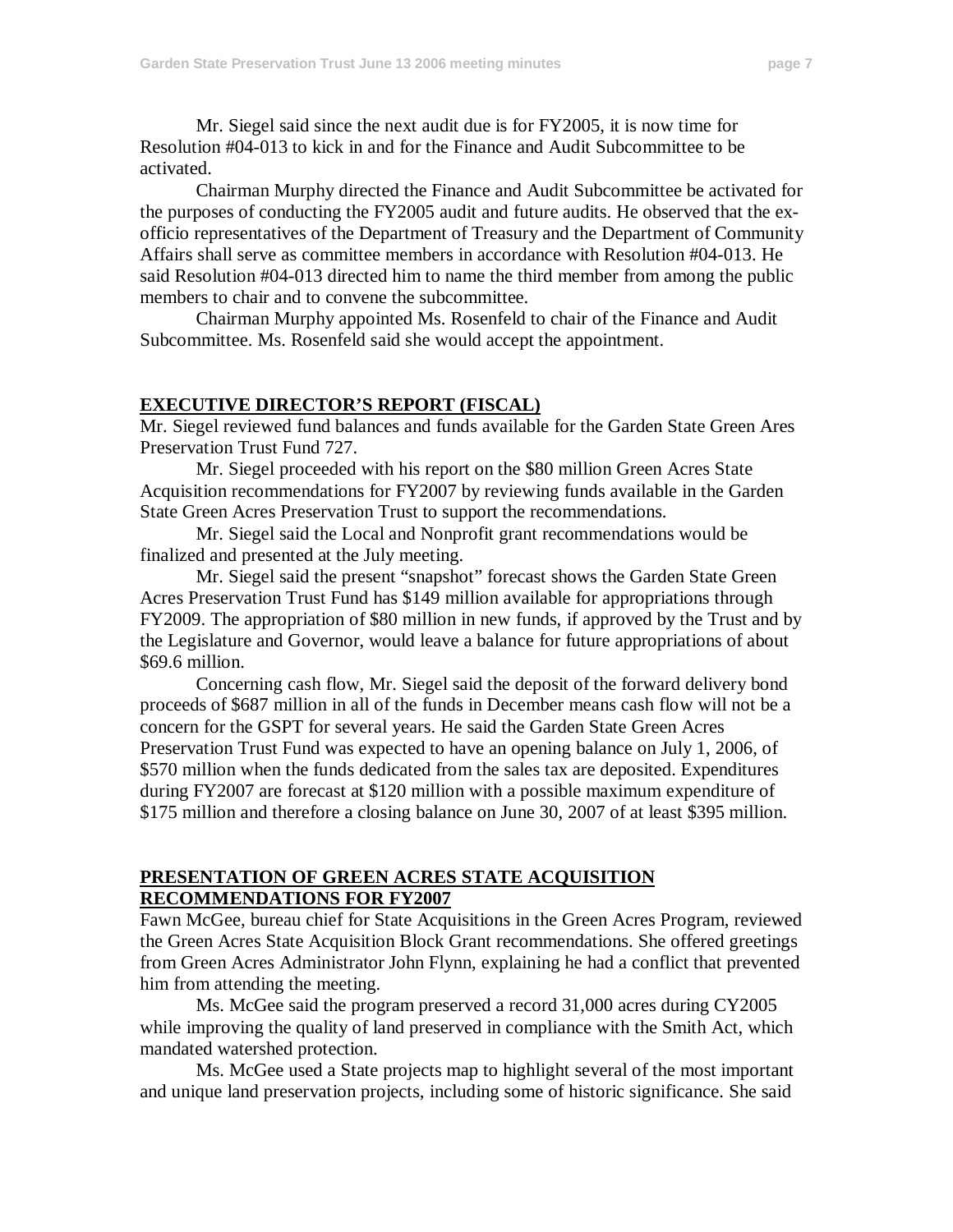Mr. Siegel said since the next audit due is for FY2005, it is now time for Resolution #04-013 to kick in and for the Finance and Audit Subcommittee to be activated.

Chairman Murphy directed the Finance and Audit Subcommittee be activated for the purposes of conducting the FY2005 audit and future audits. He observed that the ex-officio representatives of the Department of Treasury and the Department of Community Affairs shall serve as committee members in accordance with Resolution #04-013. He said Resolution #04-013 directed him to name the third member from among the public members to chair and to convene the subcommittee.

Chairman Murphy appointed Ms. Rosenfeld to chair of the Finance and Audit Subcommittee. Ms. Rosenfeld said she would accept the appointment.

## EXECUTIVE DIRECTOR'S REPORT (FISCAL)

Mr. Siegel reviewed fund balances and funds available for the Garden State Green Ares Preservation Trust Fund 727.

Mr. Siegel proceeded with his report on the $80 million Green Acres State Acquisition recommendations for FY2007 by reviewing funds available in the Garden State Green Acres Preservation Trust to support the recommendations.

Mr. Siegel said the Local and Nonprofit grant recommendations would be finalized and presented at the July meeting.

Mr. Siegel said the present "snapshot" forecast shows the Garden State Green Acres Preservation Trust Fund has $149 million available for appropriations through FY2009. The appropriation of $80 million in new funds, if approved by the Trust and by the Legislature and Governor, would leave a balance for future appropriations of about $69.6 million.

Concerning cash flow, Mr. Siegel said the deposit of the forward delivery bond proceeds of $687 million in all of the funds in December means cash flow will not be a concern for the GSPT for several years. He said the Garden State Green Acres Preservation Trust Fund was expected to have an opening balance on July 1, 2006, of $570 million when the funds dedicated from the sales tax are deposited. Expenditures during FY2007 are forecast at $120 million with a possible maximum expenditure of $175 million and therefore a closing balance on June 30, 2007 of at least $395 million.

## PRESENTATION OF GREEN ACRES STATE ACQUISITION RECOMMENDATIONS FOR FY2007

Fawn McGee, bureau chief for State Acquisitions in the Green Acres Program, reviewed the Green Acres State Acquisition Block Grant recommendations. She offered greetings from Green Acres Administrator John Flynn, explaining he had a conflict that prevented him from attending the meeting.

Ms. McGee said the program preserved a record 31,000 acres during CY2005 while improving the quality of land preserved in compliance with the Smith Act, which mandated watershed protection.

Ms. McGee used a State projects map to highlight several of the most important and unique land preservation projects, including some of historic significance. She said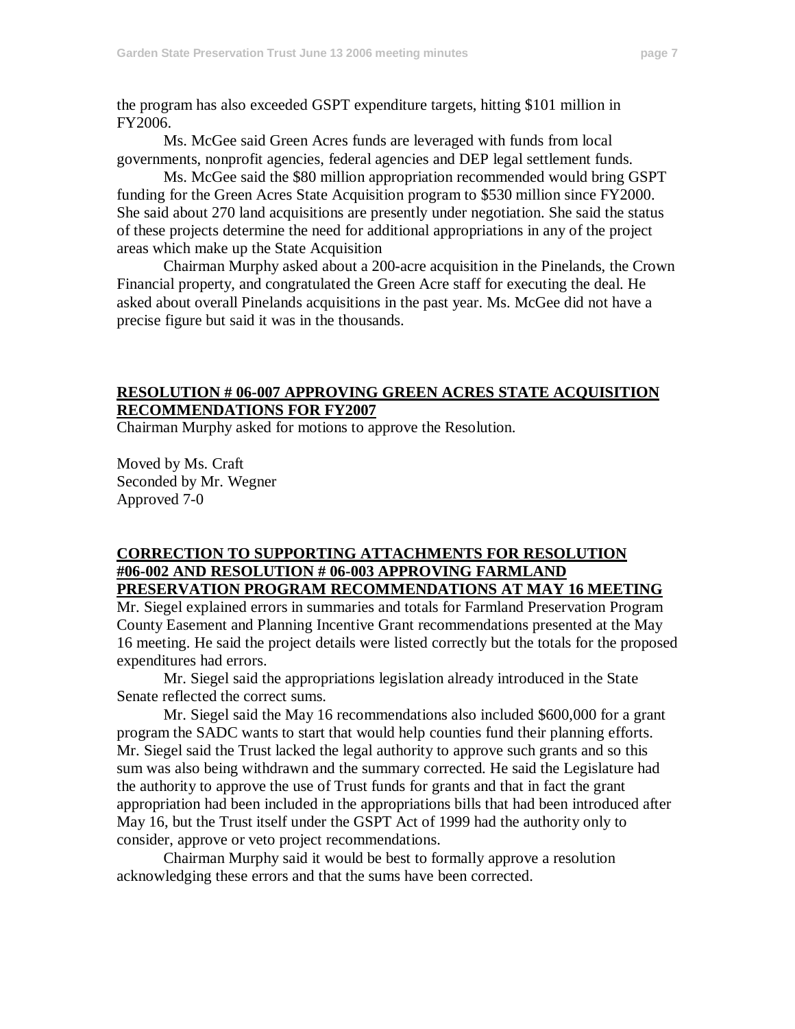the program has also exceeded GSPT expenditure targets, hitting $101 million in FY2006.

Ms. McGee said Green Acres funds are leveraged with funds from local governments, nonprofit agencies, federal agencies and DEP legal settlement funds.

Ms. McGee said the $80 million appropriation recommended would bring GSPT funding for the Green Acres State Acquisition program to $530 million since FY2000. She said about 270 land acquisitions are presently under negotiation. She said the status of these projects determine the need for additional appropriations in any of the project areas which make up the State Acquisition

Chairman Murphy asked about a 200-acre acquisition in the Pinelands, the Crown Financial property, and congratulated the Green Acre staff for executing the deal. He asked about overall Pinelands acquisitions in the past year. Ms. McGee did not have a precise figure but said it was in the thousands.

**RESOLUTION # 06-007 APPROVING GREEN ACRES STATE ACQUISITION RECOMMENDATIONS FOR FY2007**

Chairman Murphy asked for motions to approve the Resolution.

Moved by Ms. Craft
Seconded by Mr. Wegner
Approved 7-0

**CORRECTION TO SUPPORTING ATTACHMENTS FOR RESOLUTION #06-002 AND RESOLUTION # 06-003 APPROVING FARMLAND PRESERVATION PROGRAM RECOMMENDATIONS AT MAY 16 MEETING**

Mr. Siegel explained errors in summaries and totals for Farmland Preservation Program County Easement and Planning Incentive Grant recommendations presented at the May 16 meeting. He said the project details were listed correctly but the totals for the proposed expenditures had errors.

Mr. Siegel said the appropriations legislation already introduced in the State Senate reflected the correct sums.

Mr. Siegel said the May 16 recommendations also included $600,000 for a grant program the SADC wants to start that would help counties fund their planning efforts. Mr. Siegel said the Trust lacked the legal authority to approve such grants and so this sum was also being withdrawn and the summary corrected. He said the Legislature had the authority to approve the use of Trust funds for grants and that in fact the grant appropriation had been included in the appropriations bills that had been introduced after May 16, but the Trust itself under the GSPT Act of 1999 had the authority only to consider, approve or veto project recommendations.

Chairman Murphy said it would be best to formally approve a resolution acknowledging these errors and that the sums have been corrected.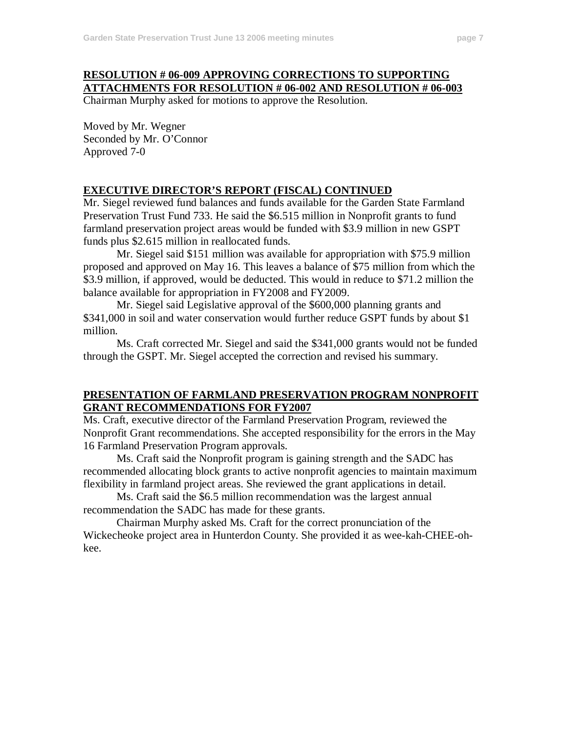**RESOLUTION # 06-009 APPROVING CORRECTIONS TO SUPPORTING ATTACHMENTS FOR RESOLUTION # 06-002 AND RESOLUTION # 06-003**

Chairman Murphy asked for motions to approve the Resolution.

Moved by Mr. Wegner
Seconded by Mr. O'Connor
Approved 7-0

**EXECUTIVE DIRECTOR'S REPORT (FISCAL) CONTINUED**

Mr. Siegel reviewed fund balances and funds available for the Garden State Farmland Preservation Trust Fund 733. He said the $6.515 million in Nonprofit grants to fund farmland preservation project areas would be funded with $3.9 million in new GSPT funds plus $2.615 million in reallocated funds.

Mr. Siegel said $151 million was available for appropriation with $75.9 million proposed and approved on May 16. This leaves a balance of $75 million from which the $3.9 million, if approved, would be deducted. This would in reduce to $71.2 million the balance available for appropriation in FY2008 and FY2009.

Mr. Siegel said Legislative approval of the $600,000 planning grants and $341,000 in soil and water conservation would further reduce GSPT funds by about $1 million.

Ms. Craft corrected Mr. Siegel and said the $341,000 grants would not be funded through the GSPT. Mr. Siegel accepted the correction and revised his summary.

**PRESENTATION OF FARMLAND PRESERVATION PROGRAM NONPROFIT GRANT RECOMMENDATIONS FOR FY2007**

Ms. Craft, executive director of the Farmland Preservation Program, reviewed the Nonprofit Grant recommendations. She accepted responsibility for the errors in the May 16 Farmland Preservation Program approvals.

Ms. Craft said the Nonprofit program is gaining strength and the SADC has recommended allocating block grants to active nonprofit agencies to maintain maximum flexibility in farmland project areas. She reviewed the grant applications in detail.

Ms. Craft said the $6.5 million recommendation was the largest annual recommendation the SADC has made for these grants.

Chairman Murphy asked Ms. Craft for the correct pronunciation of the Wickecheoke project area in Hunterdon County. She provided it as wee-kah-CHEE-oh-kee.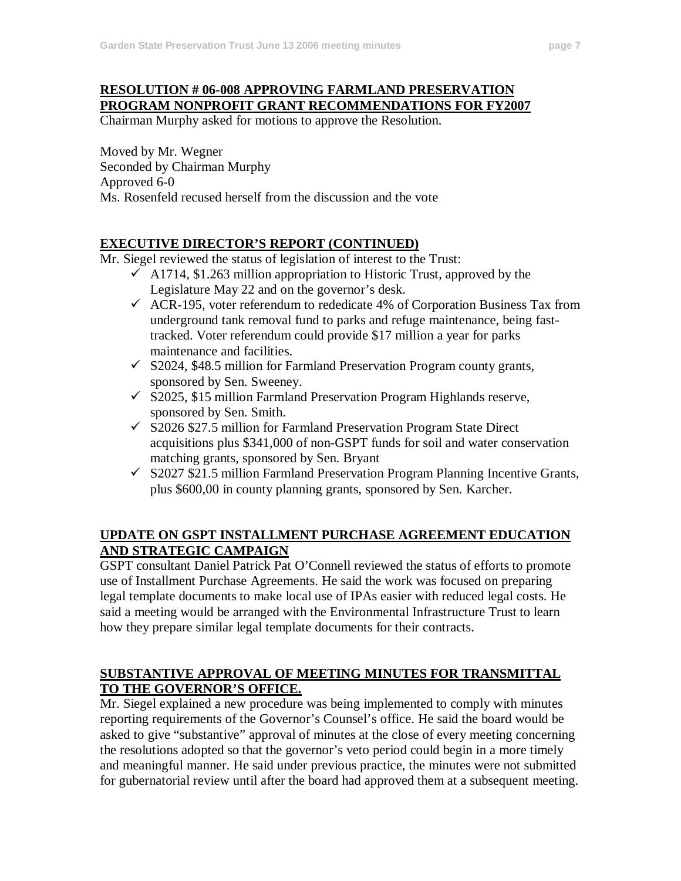**RESOLUTION # 06-008 APPROVING FARMLAND PRESERVATION PROGRAM NONPROFIT GRANT RECOMMENDATIONS FOR FY2007**

Chairman Murphy asked for motions to approve the Resolution.

Moved by Mr. Wegner
Seconded by Chairman Murphy
Approved 6-0
Ms. Rosenfeld recused herself from the discussion and the vote

**EXECUTIVE DIRECTOR'S REPORT (CONTINUED)**

Mr. Siegel reviewed the status of legislation of interest to the Trust:

- ✓ A1714, $1.263 million appropriation to Historic Trust, approved by the Legislature May 22 and on the governor's desk.
- ✓ ACR-195, voter referendum to rededicate 4% of Corporation Business Tax from underground tank removal fund to parks and refuge maintenance, being fast-tracked. Voter referendum could provide $17 million a year for parks maintenance and facilities.
- ✓ S2024, $48.5 million for Farmland Preservation Program county grants, sponsored by Sen. Sweeney.
- ✓ S2025, $15 million Farmland Preservation Program Highlands reserve, sponsored by Sen. Smith.
- ✓ S2026 $27.5 million for Farmland Preservation Program State Direct acquisitions plus $341,000 of non-GSPT funds for soil and water conservation matching grants, sponsored by Sen. Bryant
- ✓ S2027 $21.5 million Farmland Preservation Program Planning Incentive Grants, plus $600,00 in county planning grants, sponsored by Sen. Karcher.

**UPDATE ON GSPT INSTALLMENT PURCHASE AGREEMENT EDUCATION AND STRATEGIC CAMPAIGN**

GSPT consultant Daniel Patrick Pat O'Connell reviewed the status of efforts to promote use of Installment Purchase Agreements. He said the work was focused on preparing legal template documents to make local use of IPAs easier with reduced legal costs. He said a meeting would be arranged with the Environmental Infrastructure Trust to learn how they prepare similar legal template documents for their contracts.

**SUBSTANTIVE APPROVAL OF MEETING MINUTES FOR TRANSMITTAL TO THE GOVERNOR'S OFFICE.**

Mr. Siegel explained a new procedure was being implemented to comply with minutes reporting requirements of the Governor's Counsel's office. He said the board would be asked to give "substantive" approval of minutes at the close of every meeting concerning the resolutions adopted so that the governor's veto period could begin in a more timely and meaningful manner. He said under previous practice, the minutes were not submitted for gubernatorial review until after the board had approved them at a subsequent meeting.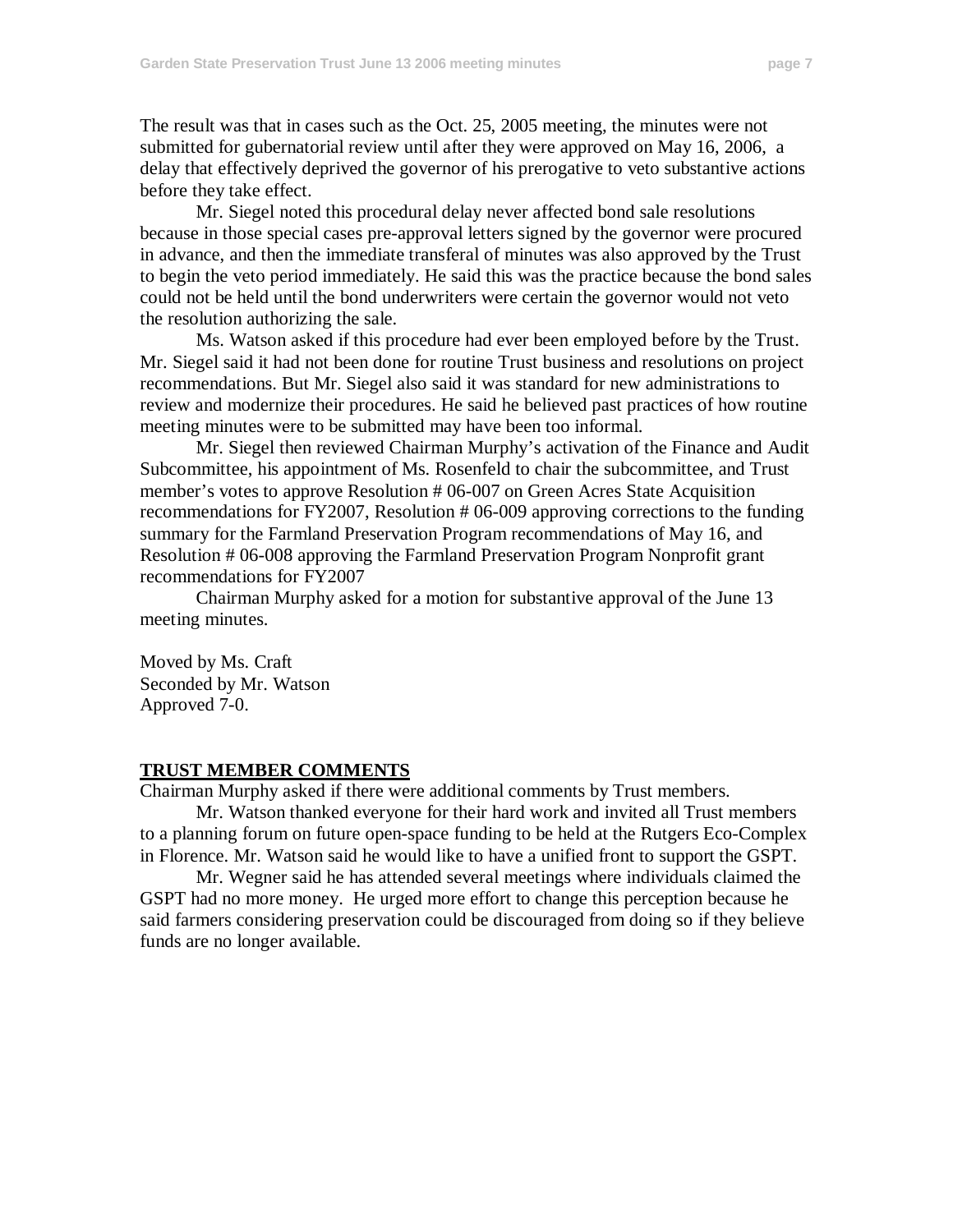The result was that in cases such as the Oct. 25, 2005 meeting, the minutes were not submitted for gubernatorial review until after they were approved on May 16, 2006, a delay that effectively deprived the governor of his prerogative to veto substantive actions before they take effect.

Mr. Siegel noted this procedural delay never affected bond sale resolutions because in those special cases pre-approval letters signed by the governor were procured in advance, and then the immediate transferal of minutes was also approved by the Trust to begin the veto period immediately. He said this was the practice because the bond sales could not be held until the bond underwriters were certain the governor would not veto the resolution authorizing the sale.

Ms. Watson asked if this procedure had ever been employed before by the Trust. Mr. Siegel said it had not been done for routine Trust business and resolutions on project recommendations. But Mr. Siegel also said it was standard for new administrations to review and modernize their procedures. He said he believed past practices of how routine meeting minutes were to be submitted may have been too informal.

Mr. Siegel then reviewed Chairman Murphy's activation of the Finance and Audit Subcommittee, his appointment of Ms. Rosenfeld to chair the subcommittee, and Trust member's votes to approve Resolution # 06-007 on Green Acres State Acquisition recommendations for FY2007, Resolution # 06-009 approving corrections to the funding summary for the Farmland Preservation Program recommendations of May 16, and Resolution # 06-008 approving the Farmland Preservation Program Nonprofit grant recommendations for FY2007

Chairman Murphy asked for a motion for substantive approval of the June 13 meeting minutes.

Moved by Ms. Craft
Seconded by Mr. Watson
Approved 7-0.

**TRUST MEMBER COMMENTS**

Chairman Murphy asked if there were additional comments by Trust members.

Mr. Watson thanked everyone for their hard work and invited all Trust members to a planning forum on future open-space funding to be held at the Rutgers Eco-Complex in Florence. Mr. Watson said he would like to have a unified front to support the GSPT.

Mr. Wegner said he has attended several meetings where individuals claimed the GSPT had no more money. He urged more effort to change this perception because he said farmers considering preservation could be discouraged from doing so if they believe funds are no longer available.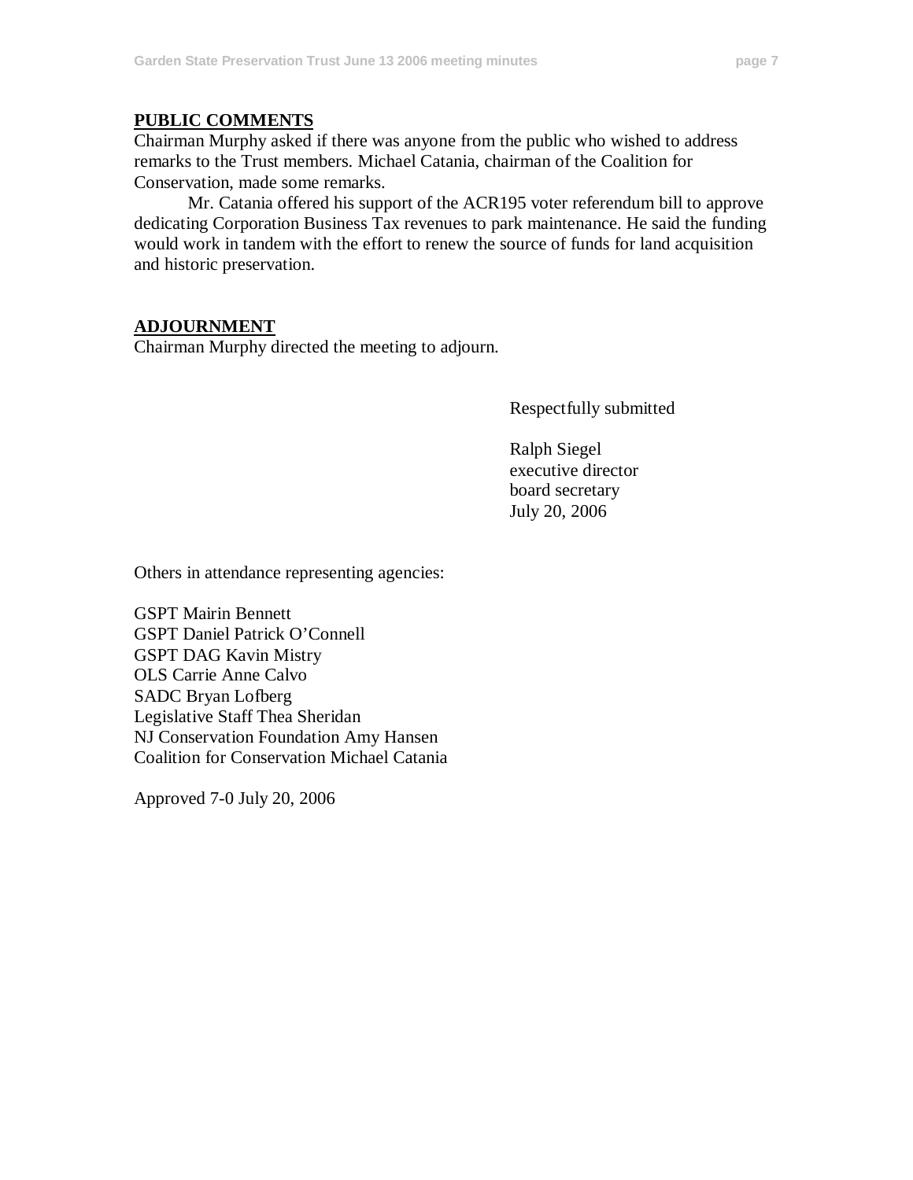**PUBLIC COMMENTS**

Chairman Murphy asked if there was anyone from the public who wished to address remarks to the Trust members. Michael Catania, chairman of the Coalition for Conservation, made some remarks.

Mr. Catania offered his support of the ACR195 voter referendum bill to approve dedicating Corporation Business Tax revenues to park maintenance. He said the funding would work in tandem with the effort to renew the source of funds for land acquisition and historic preservation.

**ADJOURNMENT**

Chairman Murphy directed the meeting to adjourn.

Respectfully submitted

Ralph Siegel
executive director
board secretary
July 20, 2006

Others in attendance representing agencies:

GSPT Mairin Bennett
GSPT Daniel Patrick O'Connell
GSPT DAG Kavin Mistry
OLS Carrie Anne Calvo
SADC Bryan Lofberg
Legislative Staff Thea Sheridan
NJ Conservation Foundation Amy Hansen
Coalition for Conservation Michael Catania

Approved 7-0 July 20, 2006